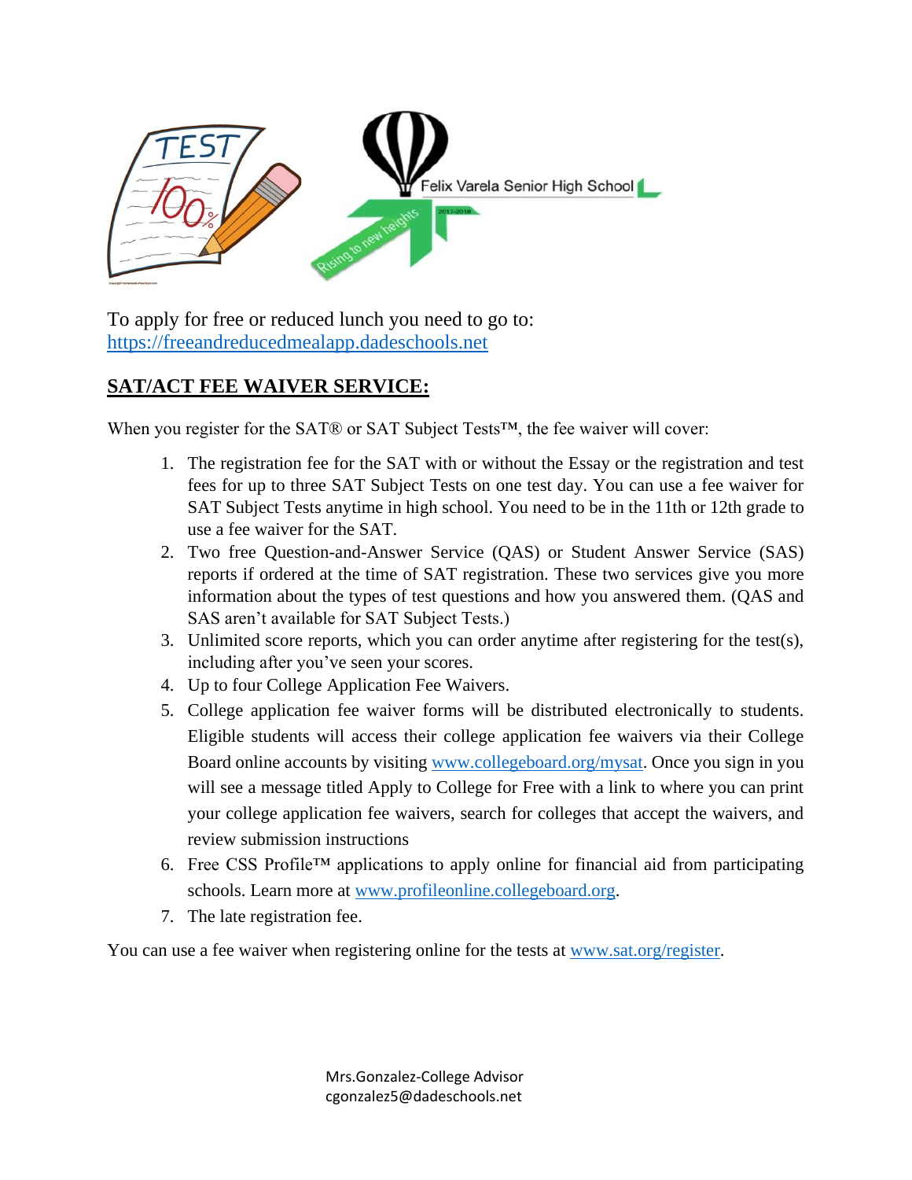To apply for free or reduced lunch you need to go to: [https://freeandreducedmealapp.dadeschools.net](https://freeandreducedmealapp.dadeschools.net)

## SAT/ACT FEE WAIVER SERVICE:

When you register for the SAT® or SAT Subject Tests™, the fee waiver will cover:

1. The registration fee for the SAT with or without the Essay or the registration and test fees for up to three SAT Subject Tests on one test day. You can use a fee waiver for SAT Subject Tests anytime in high school. You need to be in the 11th or 12th grade to use a fee waiver for the SAT.
2. Two free Question-and-Answer Service (QAS) or Student Answer Service (SAS) reports if ordered at the time of SAT registration. These two services give you more information about the types of test questions and how you answered them. (QAS and SAS aren't available for SAT Subject Tests.)
3. Unlimited score reports, which you can order anytime after registering for the test(s), including after you've seen your scores.
4. Up to four College Application Fee Waivers.
5. College application fee waiver forms will be distributed electronically to students. Eligible students will access their college application fee waivers via their College Board online accounts by visiting [www.collegeboard.org/mysat](www.collegeboard.org/mysat). Once you sign in you will see a message titled Apply to College for Free with a link to where you can print your college application fee waivers, search for colleges that accept the waivers, and review submission instructions
6. Free CSS Profile™ applications to apply online for financial aid from participating schools. Learn more at [www.profileonline.collegeboard.org](www.profileonline.collegeboard.org).
7. The late registration fee.

You can use a fee waiver when registering online for the tests at [www.sat.org/register](www.sat.org/register).

Mrs.Gonzalez-College Advisor
cgonzalez5@dadeschools.net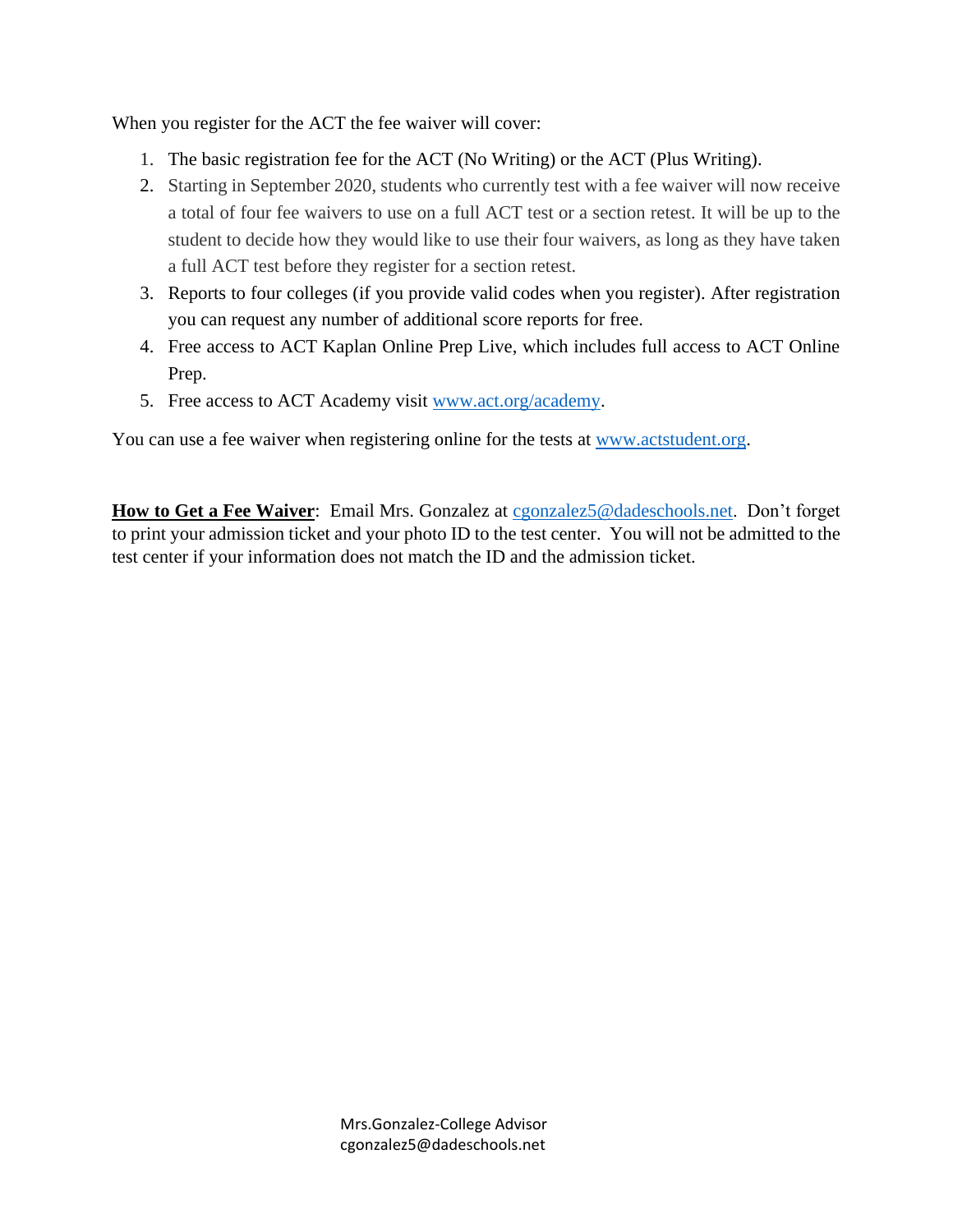When you register for the ACT the fee waiver will cover:

1. The basic registration fee for the ACT (No Writing) or the ACT (Plus Writing).
2. Starting in September 2020, students who currently test with a fee waiver will now receive a total of four fee waivers to use on a full ACT test or a section retest. It will be up to the student to decide how they would like to use their four waivers, as long as they have taken a full ACT test before they register for a section retest.
3. Reports to four colleges (if you provide valid codes when you register). After registration you can request any number of additional score reports for free.
4. Free access to ACT Kaplan Online Prep Live, which includes full access to ACT Online Prep.
5. Free access to ACT Academy visit www.act.org/academy.

You can use a fee waiver when registering online for the tests at www.actstudent.org.

**How to Get a Fee Waiver**: Email Mrs. Gonzalez at cgonzalez5@dadeschools.net. Don't forget to print your admission ticket and your photo ID to the test center. You will not be admitted to the test center if your information does not match the ID and the admission ticket.